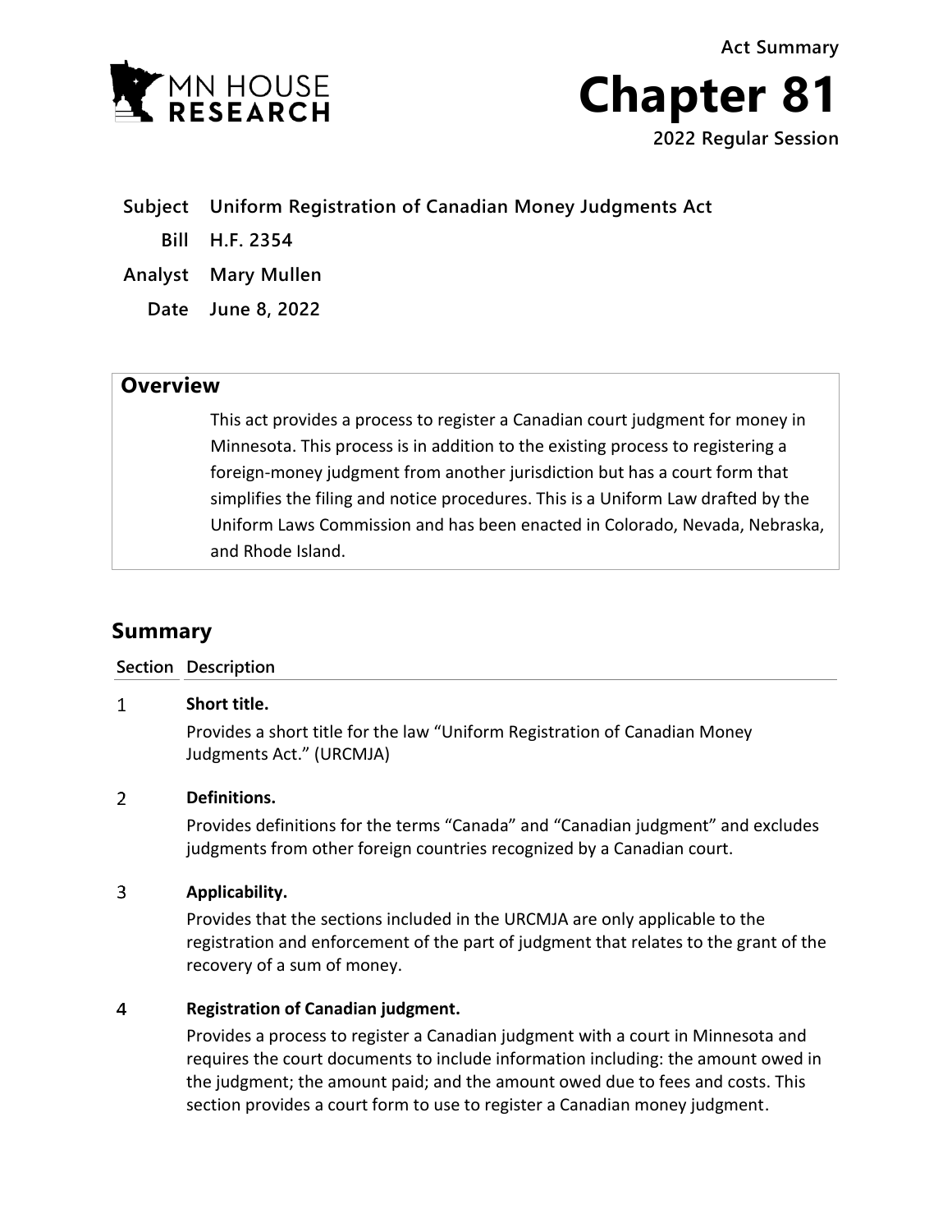Act Summary

# Chapter 81

**2022 Regular Session**

| | |
|---|---|
| **Subject** | **Uniform Registration of Canadian Money Judgments Act** |
| **Bill** | **H.F. 2354** |
| **Analyst** | **Mary Mullen** |
| **Date** | **June 8, 2022** |

## Overview

This act provides a process to register a Canadian court judgment for money in Minnesota. This process is in addition to the existing process to registering a foreign-money judgment from another jurisdiction but has a court form that simplifies the filing and notice procedures. This is a Uniform Law drafted by the Uniform Laws Commission and has been enacted in Colorado, Nevada, Nebraska, and Rhode Island.

## Summary

| Section | Description |
|---|---|
| 1 | **Short title.** Provides a short title for the law "Uniform Registration of Canadian Money Judgments Act." (URCMJA) |
| 2 | **Definitions.** Provides definitions for the terms "Canada" and "Canadian judgment" and excludes judgments from other foreign countries recognized by a Canadian court. |
| 3 | **Applicability.** Provides that the sections included in the URCMJA are only applicable to the registration and enforcement of the part of judgment that relates to the grant of the recovery of a sum of money. |
| 4 | **Registration of Canadian judgment.** Provides a process to register a Canadian judgment with a court in Minnesota and requires the court documents to include information including: the amount owed in the judgment; the amount paid; and the amount owed due to fees and costs. This section provides a court form to use to register a Canadian money judgment. |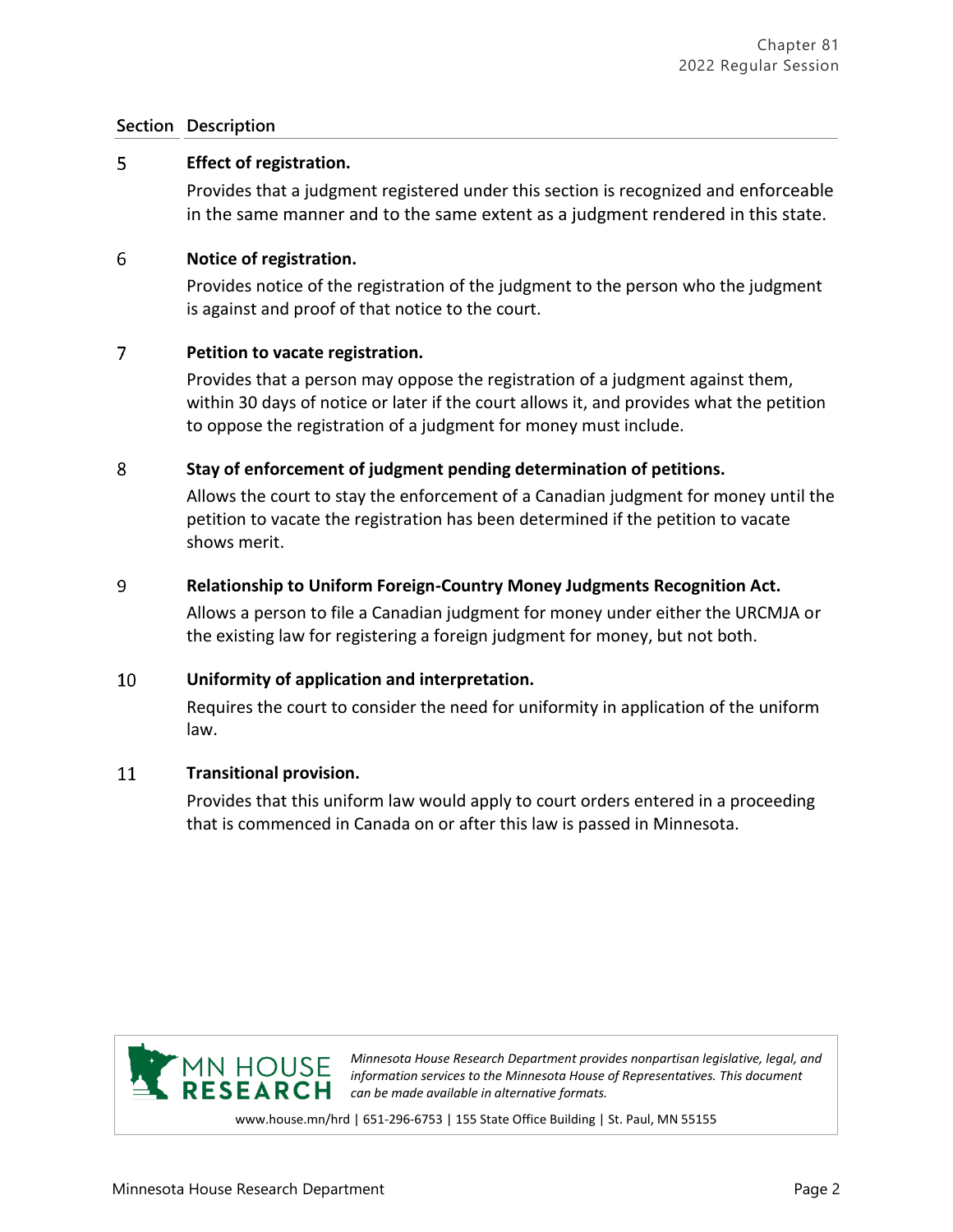| Section | Description |
| --- | --- |
| 5 | **Effect of registration.**<br>Provides that a judgment registered under this section is recognized and enforceable in the same manner and to the same extent as a judgment rendered in this state. |
| 6 | **Notice of registration.**<br>Provides notice of the registration of the judgment to the person who the judgment is against and proof of that notice to the court. |
| 7 | **Petition to vacate registration.**<br>Provides that a person may oppose the registration of a judgment against them, within 30 days of notice or later if the court allows it, and provides what the petition to oppose the registration of a judgment for money must include. |
| 8 | **Stay of enforcement of judgment pending determination of petitions.**<br>Allows the court to stay the enforcement of a Canadian judgment for money until the petition to vacate the registration has been determined if the petition to vacate shows merit. |
| 9 | **Relationship to Uniform Foreign-Country Money Judgments Recognition Act.**<br>Allows a person to file a Canadian judgment for money under either the URCMJA or the existing law for registering a foreign judgment for money, but not both. |
| 10 | **Uniformity of application and interpretation.**<br>Requires the court to consider the need for uniformity in application of the uniform law. |
| 11 | **Transitional provision.**<br>Provides that this uniform law would apply to court orders entered in a proceeding that is commenced in Canada on or after this law is passed in Minnesota. |

MN HOUSE RESEARCH

*Minnesota House Research Department provides nonpartisan legislative, legal, and information services to the Minnesota House of Representatives. This document can be made available in alternative formats.*

www.house.mn/hrd | 651-296-6753 | 155 State Office Building | St. Paul, MN 55155